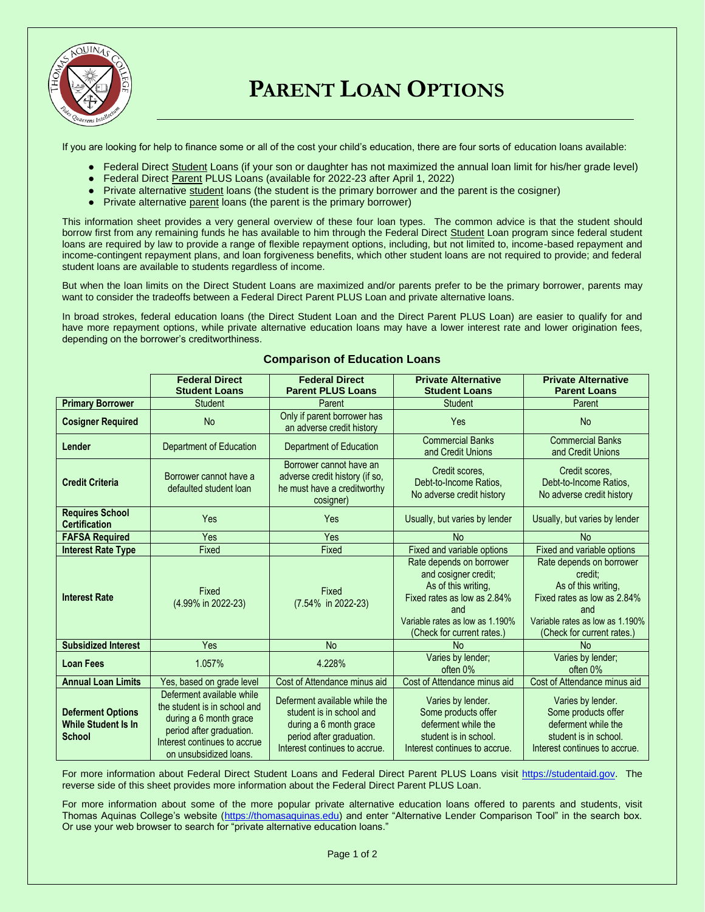# PARENT LOAN OPTIONS

If you are looking for help to finance some or all of the cost your child's education, there are four sorts of education loans available:

- Federal Direct Student Loans (if your son or daughter has not maximized the annual loan limit for his/her grade level)
- Federal Direct Parent PLUS Loans (available for 2022-23 after April 1, 2022)
- Private alternative student loans (the student is the primary borrower and the parent is the cosigner)
- Private alternative parent loans (the parent is the primary borrower)

This information sheet provides a very general overview of these four loan types. The common advice is that the student should borrow first from any remaining funds he has available to him through the Federal Direct Student Loan program since federal student loans are required by law to provide a range of flexible repayment options, including, but not limited to, income-based repayment and income-contingent repayment plans, and loan forgiveness benefits, which other student loans are not required to provide; and federal student loans are available to students regardless of income.

But when the loan limits on the Direct Student Loans are maximized and/or parents prefer to be the primary borrower, parents may want to consider the tradeoffs between a Federal Direct Parent PLUS Loan and private alternative loans.

In broad strokes, federal education loans (the Direct Student Loan and the Direct Parent PLUS Loan) are easier to qualify for and have more repayment options, while private alternative education loans may have a lower interest rate and lower origination fees, depending on the borrower's creditworthiness.

## Comparison of Education Loans

| | Federal Direct Student Loans | Federal Direct Parent PLUS Loans | Private Alternative Student Loans | Private Alternative Parent Loans |
|---|---|---|---|---|
| **Primary Borrower** | Student | Parent | Student | Parent |
| **Cosigner Required** | No | Only if parent borrower has an adverse credit history | Yes | No |
| **Lender** | Department of Education | Department of Education | Commercial Banks and Credit Unions | Commercial Banks and Credit Unions |
| **Credit Criteria** | Borrower cannot have a defaulted student loan | Borrower cannot have an adverse credit history (if so, he must have a creditworthy cosigner) | Credit scores, Debt-to-Income Ratios, No adverse credit history | Credit scores, Debt-to-Income Ratios, No adverse credit history |
| **Requires School Certification** | Yes | Yes | Usually, but varies by lender | Usually, but varies by lender |
| **FAFSA Required** | Yes | Yes | No | No |
| **Interest Rate Type** | Fixed | Fixed | Fixed and variable options | Fixed and variable options |
| **Interest Rate** | Fixed (4.99% in 2022-23) | Fixed (7.54% in 2022-23) | Rate depends on borrower and cosigner credit; As of this writing, Fixed rates as low as 2.84% and Variable rates as low as 1.190% (Check for current rates.) | Rate depends on borrower credit; As of this writing, Fixed rates as low as 2.84% and Variable rates as low as 1.190% (Check for current rates.) |
| **Subsidized Interest** | Yes | No | No | No |
| **Loan Fees** | 1.057% | 4.228% | Varies by lender; often 0% | Varies by lender; often 0% |
| **Annual Loan Limits** | Yes, based on grade level | Cost of Attendance minus aid | Cost of Attendance minus aid | Cost of Attendance minus aid |
| **Deferment Options While Student Is In School** | Deferment available while the student is in school and during a 6 month grace period after graduation. Interest continues to accrue on unsubsidized loans. | Deferment available while the student is in school and during a 6 month grace period after graduation. Interest continues to accrue. | Varies by lender. Some products offer deferment while the student is in school. Interest continues to accrue. | Varies by lender. Some products offer deferment while the student is in school. Interest continues to accrue. |

For more information about Federal Direct Student Loans and Federal Direct Parent PLUS Loans visit https://studentaid.gov. The reverse side of this sheet provides more information about the Federal Direct Parent PLUS Loan.

For more information about some of the more popular private alternative education loans offered to parents and students, visit Thomas Aquinas College's website (https://thomasaquinas.edu) and enter "Alternative Lender Comparison Tool" in the search box. Or use your web browser to search for "private alternative education loans."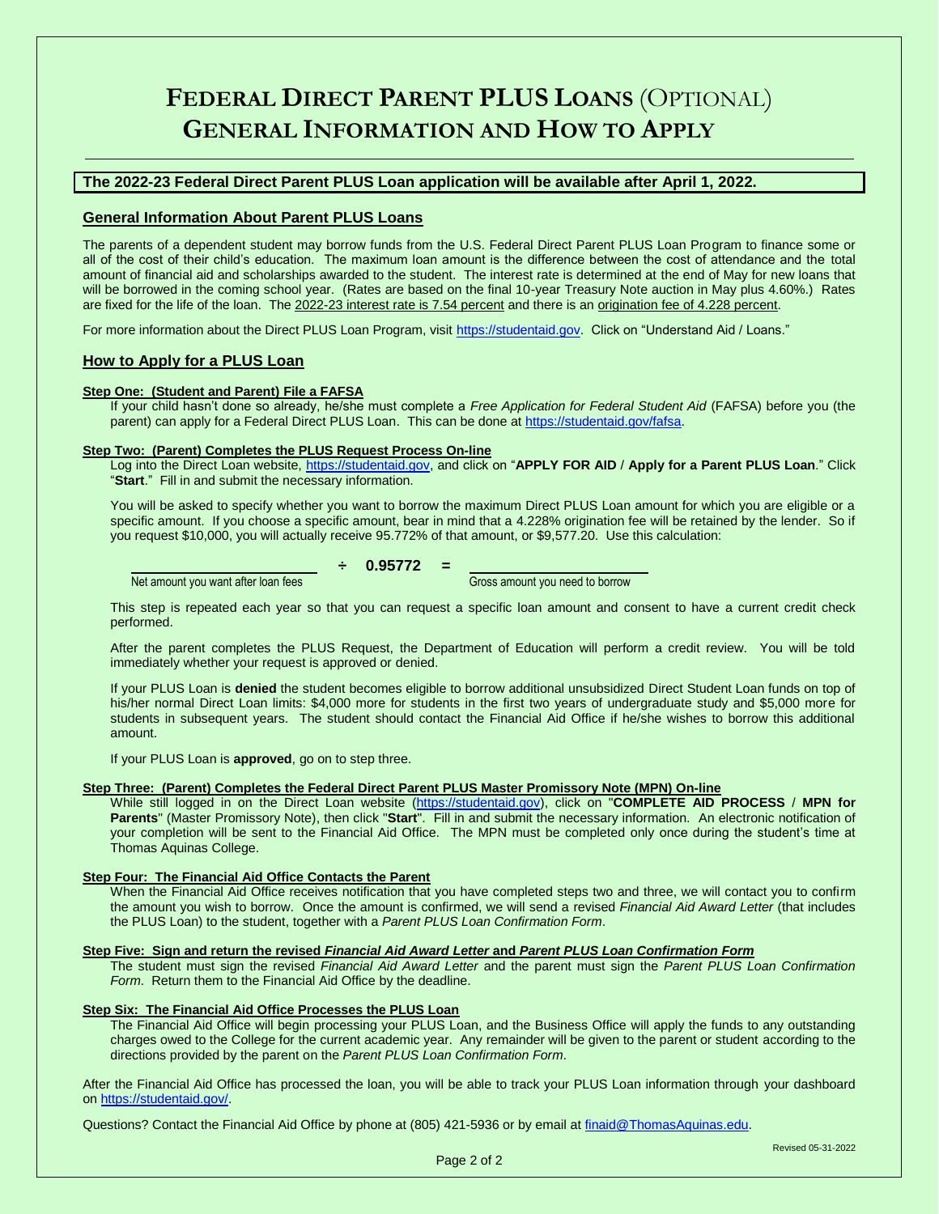# FEDERAL DIRECT PARENT PLUS LOANS (OPTIONAL)
# GENERAL INFORMATION AND HOW TO APPLY

**The 2022-23 Federal Direct Parent PLUS Loan application will be available after April 1, 2022.**

## General Information About Parent PLUS Loans

The parents of a dependent student may borrow funds from the U.S. Federal Direct Parent PLUS Loan Program to finance some or all of the cost of their child's education. The maximum loan amount is the difference between the cost of attendance and the total amount of financial aid and scholarships awarded to the student. The interest rate is determined at the end of May for new loans that will be borrowed in the coming school year. (Rates are based on the final 10-year Treasury Note auction in May plus 4.60%.) Rates are fixed for the life of the loan. The 2022-23 interest rate is 7.54 percent and there is an origination fee of 4.228 percent.

For more information about the Direct PLUS Loan Program, visit https://studentaid.gov. Click on "Understand Aid / Loans."

## How to Apply for a PLUS Loan

### Step One: (Student and Parent) File a FAFSA

If your child hasn't done so already, he/she must complete a *Free Application for Federal Student Aid* (FAFSA) before you (the parent) can apply for a Federal Direct PLUS Loan. This can be done at https://studentaid.gov/fafsa.

### Step Two: (Parent) Completes the PLUS Request Process On-line

Log into the Direct Loan website, https://studentaid.gov, and click on "**APPLY FOR AID** / **Apply for a Parent PLUS Loan**." Click "**Start**." Fill in and submit the necessary information.

You will be asked to specify whether you want to borrow the maximum Direct PLUS Loan amount for which you are eligible or a specific amount. If you choose a specific amount, bear in mind that a 4.228% origination fee will be retained by the lender. So if you request $10,000, you will actually receive 95.772% of that amount, or $9,577.20. Use this calculation:

______________________ **÷ 0.95772 =** ______________________

Net amount you want after loan fees — Gross amount you need to borrow

This step is repeated each year so that you can request a specific loan amount and consent to have a current credit check performed.

After the parent completes the PLUS Request, the Department of Education will perform a credit review. You will be told immediately whether your request is approved or denied.

If your PLUS Loan is **denied** the student becomes eligible to borrow additional unsubsidized Direct Student Loan funds on top of his/her normal Direct Loan limits: $4,000 more for students in the first two years of undergraduate study and $5,000 more for students in subsequent years. The student should contact the Financial Aid Office if he/she wishes to borrow this additional amount.

If your PLUS Loan is **approved**, go on to step three.

### Step Three: (Parent) Completes the Federal Direct Parent PLUS Master Promissory Note (MPN) On-line

While still logged in on the Direct Loan website (https://studentaid.gov), click on "**COMPLETE AID PROCESS** / **MPN for Parents**" (Master Promissory Note), then click "**Start**". Fill in and submit the necessary information. An electronic notification of your completion will be sent to the Financial Aid Office. The MPN must be completed only once during the student's time at Thomas Aquinas College.

### Step Four: The Financial Aid Office Contacts the Parent

When the Financial Aid Office receives notification that you have completed steps two and three, we will contact you to confirm the amount you wish to borrow. Once the amount is confirmed, we will send a revised *Financial Aid Award Letter* (that includes the PLUS Loan) to the student, together with a *Parent PLUS Loan Confirmation Form*.

### Step Five: Sign and return the revised *Financial Aid Award Letter* and *Parent PLUS Loan Confirmation Form*

The student must sign the revised *Financial Aid Award Letter* and the parent must sign the *Parent PLUS Loan Confirmation Form*. Return them to the Financial Aid Office by the deadline.

### Step Six: The Financial Aid Office Processes the PLUS Loan

The Financial Aid Office will begin processing your PLUS Loan, and the Business Office will apply the funds to any outstanding charges owed to the College for the current academic year. Any remainder will be given to the parent or student according to the directions provided by the parent on the *Parent PLUS Loan Confirmation Form*.

After the Financial Aid Office has processed the loan, you will be able to track your PLUS Loan information through your dashboard on https://studentaid.gov/.

Questions? Contact the Financial Aid Office by phone at (805) 421-5936 or by email at finaid@ThomasAquinas.edu.

Revised 05-31-2022